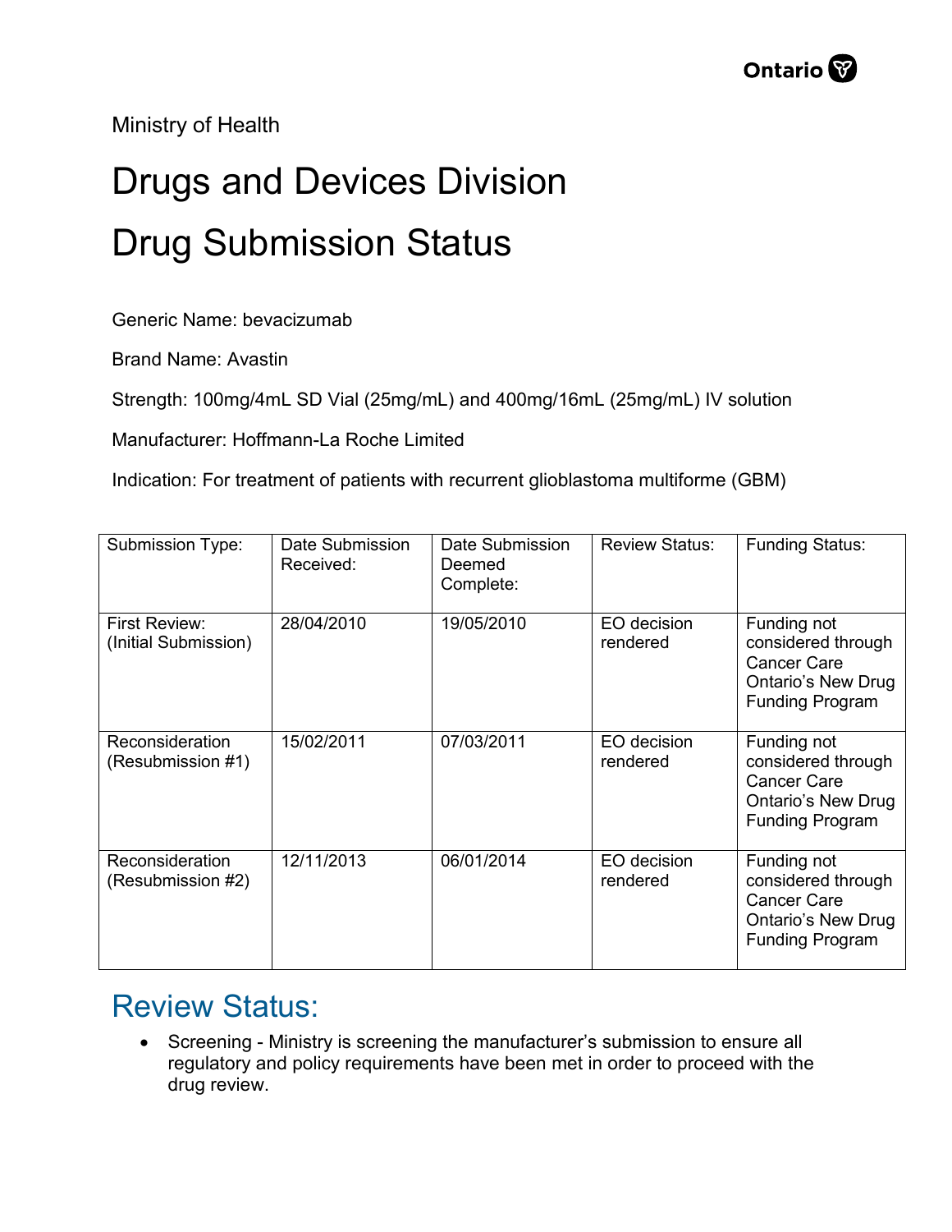Ministry of Health

# Drugs and Devices Division

# Drug Submission Status

Generic Name: bevacizumab

Brand Name: Avastin

Strength: 100mg/4mL SD Vial (25mg/mL) and 400mg/16mL (25mg/mL) IV solution

Manufacturer: Hoffmann-La Roche Limited

Indication: For treatment of patients with recurrent glioblastoma multiforme (GBM)

| Submission Type: | Date Submission Received: | Date Submission Deemed Complete: | Review Status: | Funding Status: |
|---|---|---|---|---|
| First Review: (Initial Submission) | 28/04/2010 | 19/05/2010 | EO decision rendered | Funding not considered through Cancer Care Ontario's New Drug Funding Program |
| Reconsideration (Resubmission #1) | 15/02/2011 | 07/03/2011 | EO decision rendered | Funding not considered through Cancer Care Ontario's New Drug Funding Program |
| Reconsideration (Resubmission #2) | 12/11/2013 | 06/01/2014 | EO decision rendered | Funding not considered through Cancer Care Ontario's New Drug Funding Program |

## Review Status:

- Screening - Ministry is screening the manufacturer's submission to ensure all regulatory and policy requirements have been met in order to proceed with the drug review.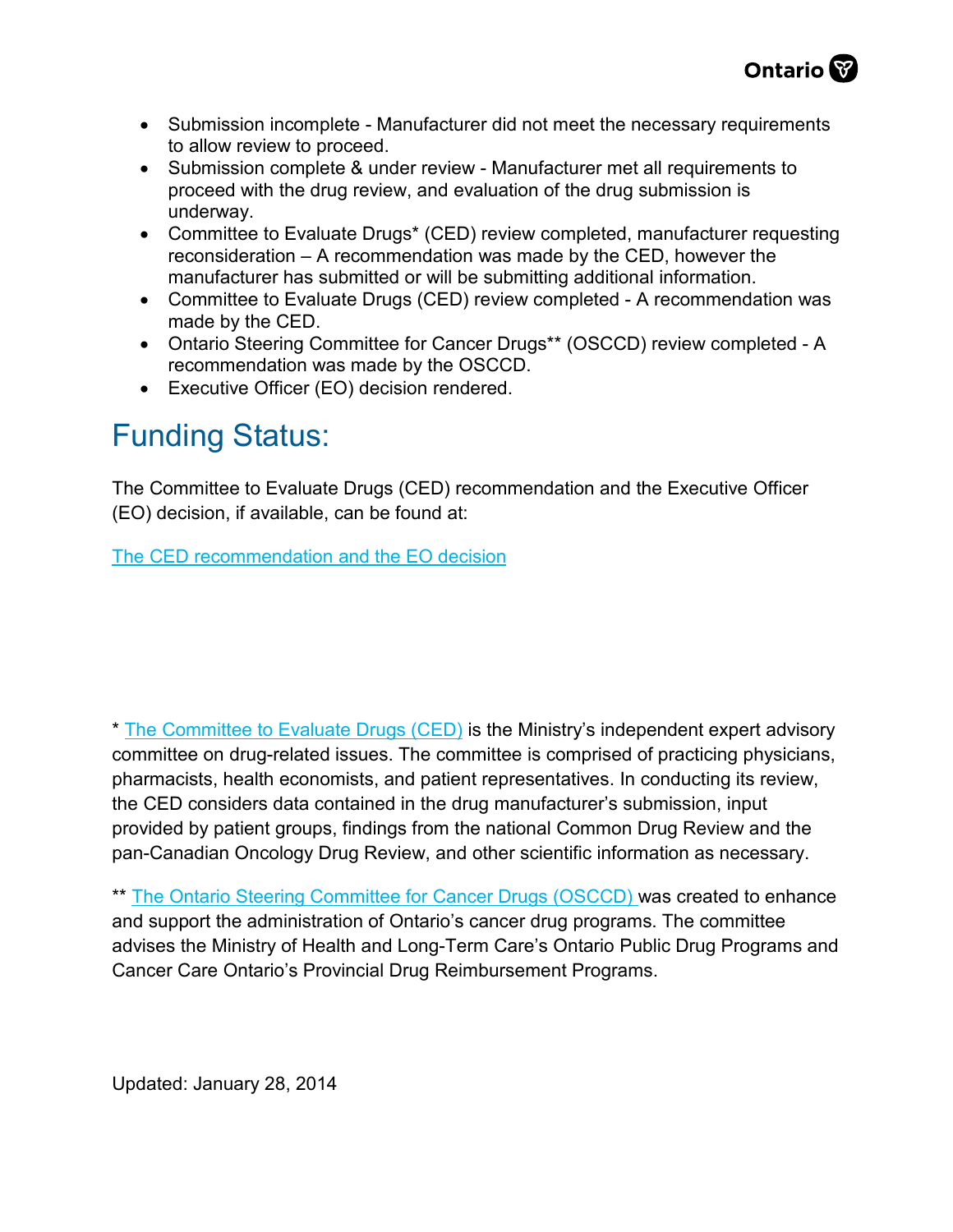- Submission incomplete - Manufacturer did not meet the necessary requirements to allow review to proceed.
- Submission complete & under review - Manufacturer met all requirements to proceed with the drug review, and evaluation of the drug submission is underway.
- Committee to Evaluate Drugs* (CED) review completed, manufacturer requesting reconsideration – A recommendation was made by the CED, however the manufacturer has submitted or will be submitting additional information.
- Committee to Evaluate Drugs (CED) review completed - A recommendation was made by the CED.
- Ontario Steering Committee for Cancer Drugs** (OSCCD) review completed - A recommendation was made by the OSCCD.
- Executive Officer (EO) decision rendered.

## Funding Status:

The Committee to Evaluate Drugs (CED) recommendation and the Executive Officer (EO) decision, if available, can be found at:

The CED recommendation and the EO decision

* The Committee to Evaluate Drugs (CED) is the Ministry's independent expert advisory committee on drug-related issues. The committee is comprised of practicing physicians, pharmacists, health economists, and patient representatives. In conducting its review, the CED considers data contained in the drug manufacturer's submission, input provided by patient groups, findings from the national Common Drug Review and the pan-Canadian Oncology Drug Review, and other scientific information as necessary.

** The Ontario Steering Committee for Cancer Drugs (OSCCD) was created to enhance and support the administration of Ontario's cancer drug programs. The committee advises the Ministry of Health and Long-Term Care's Ontario Public Drug Programs and Cancer Care Ontario's Provincial Drug Reimbursement Programs.

Updated: January 28, 2014